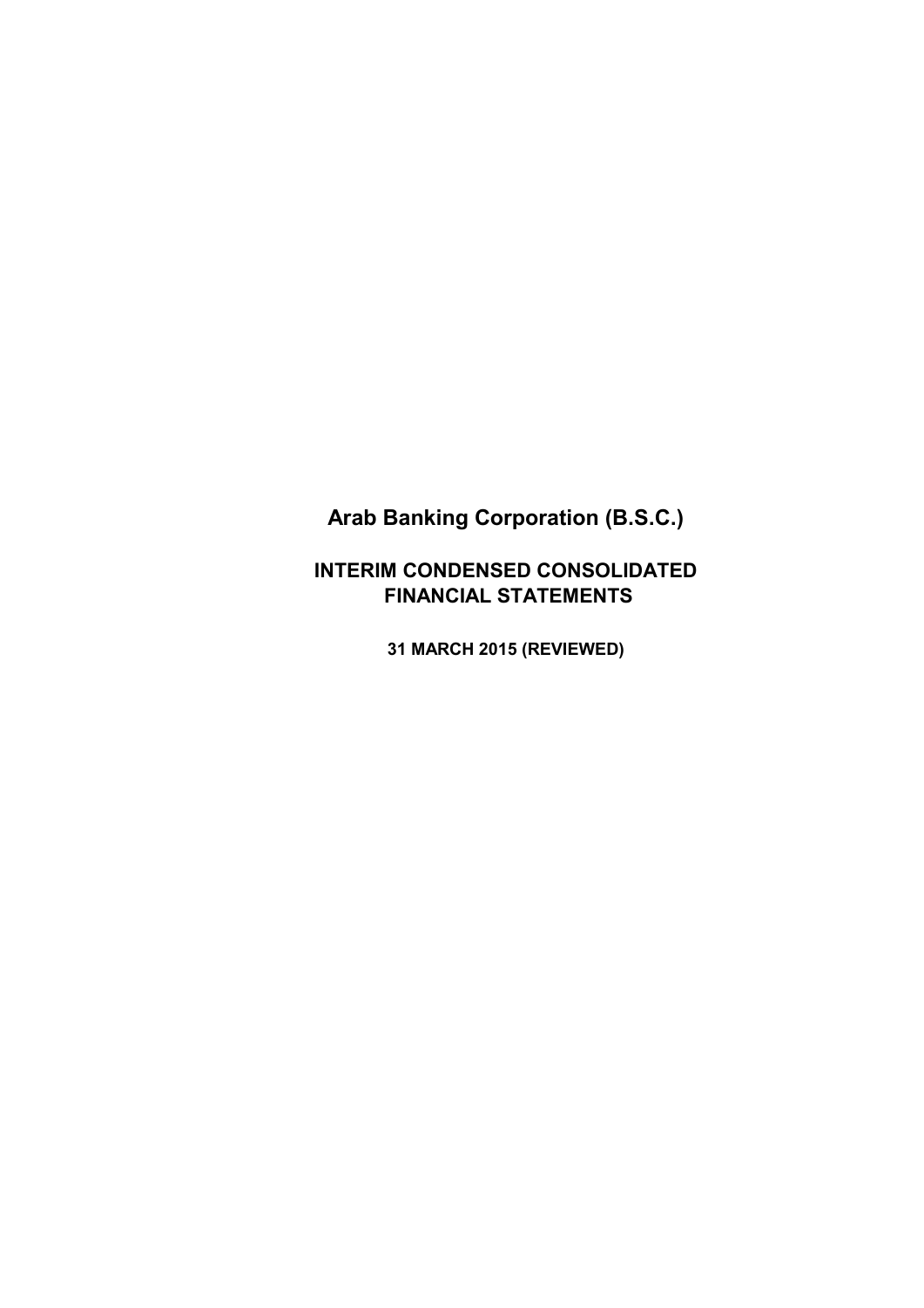# Arab Banking Corporation (B.S.C.)

## INTERIM CONDENSED CONSOLIDATED FINANCIAL STATEMENTS

**31 MARCH 2015 (REVIEWED)**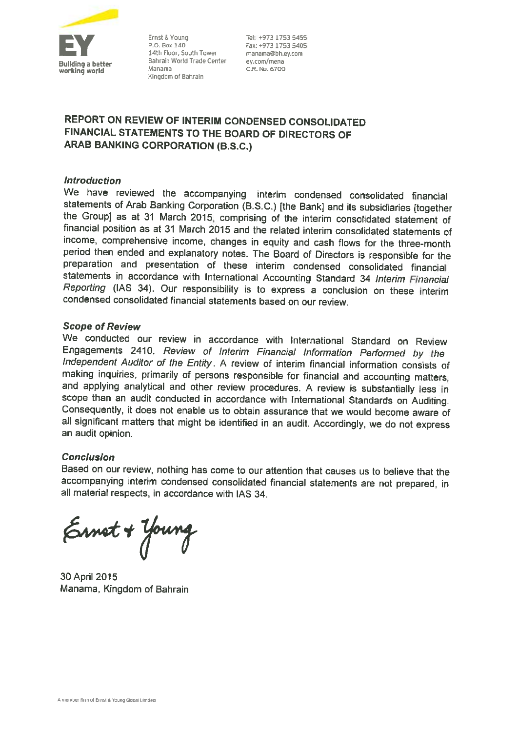Ernst & Young
P.O. Box 140
14th Floor, South Tower
Bahrain World Trade Center
Manama
Kingdom of Bahrain

Tel: +973 1753 5455
Fax: +973 1753 5405
manama@bh.ey.com
ey.com/mena
C.R. No. 6700

## REPORT ON REVIEW OF INTERIM CONDENSED CONSOLIDATED FINANCIAL STATEMENTS TO THE BOARD OF DIRECTORS OF ARAB BANKING CORPORATION (B.S.C.)

### *Introduction*

We have reviewed the accompanying interim condensed consolidated financial statements of Arab Banking Corporation (B.S.C.) [the Bank] and its subsidiaries [together the Group] as at 31 March 2015, comprising of the interim consolidated statement of financial position as at 31 March 2015 and the related interim consolidated statements of income, comprehensive income, changes in equity and cash flows for the three-month period then ended and explanatory notes. The Board of Directors is responsible for the preparation and presentation of these interim condensed consolidated financial statements in accordance with International Accounting Standard 34 *Interim Financial Reporting* (IAS 34). Our responsibility is to express a conclusion on these interim condensed consolidated financial statements based on our review.

### *Scope of Review*

We conducted our review in accordance with International Standard on Review Engagements 2410, *Review of Interim Financial Information Performed by the Independent Auditor of the Entity*. A review of interim financial information consists of making inquiries, primarily of persons responsible for financial and accounting matters, and applying analytical and other review procedures. A review is substantially less in scope than an audit conducted in accordance with International Standards on Auditing. Consequently, it does not enable us to obtain assurance that we would become aware of all significant matters that might be identified in an audit. Accordingly, we do not express an audit opinion.

### *Conclusion*

Based on our review, nothing has come to our attention that causes us to believe that the accompanying interim condensed consolidated financial statements are not prepared, in all material respects, in accordance with IAS 34.

Ernst + Young

30 April 2015
Manama, Kingdom of Bahrain

A member firm of Ernst & Young Global Limited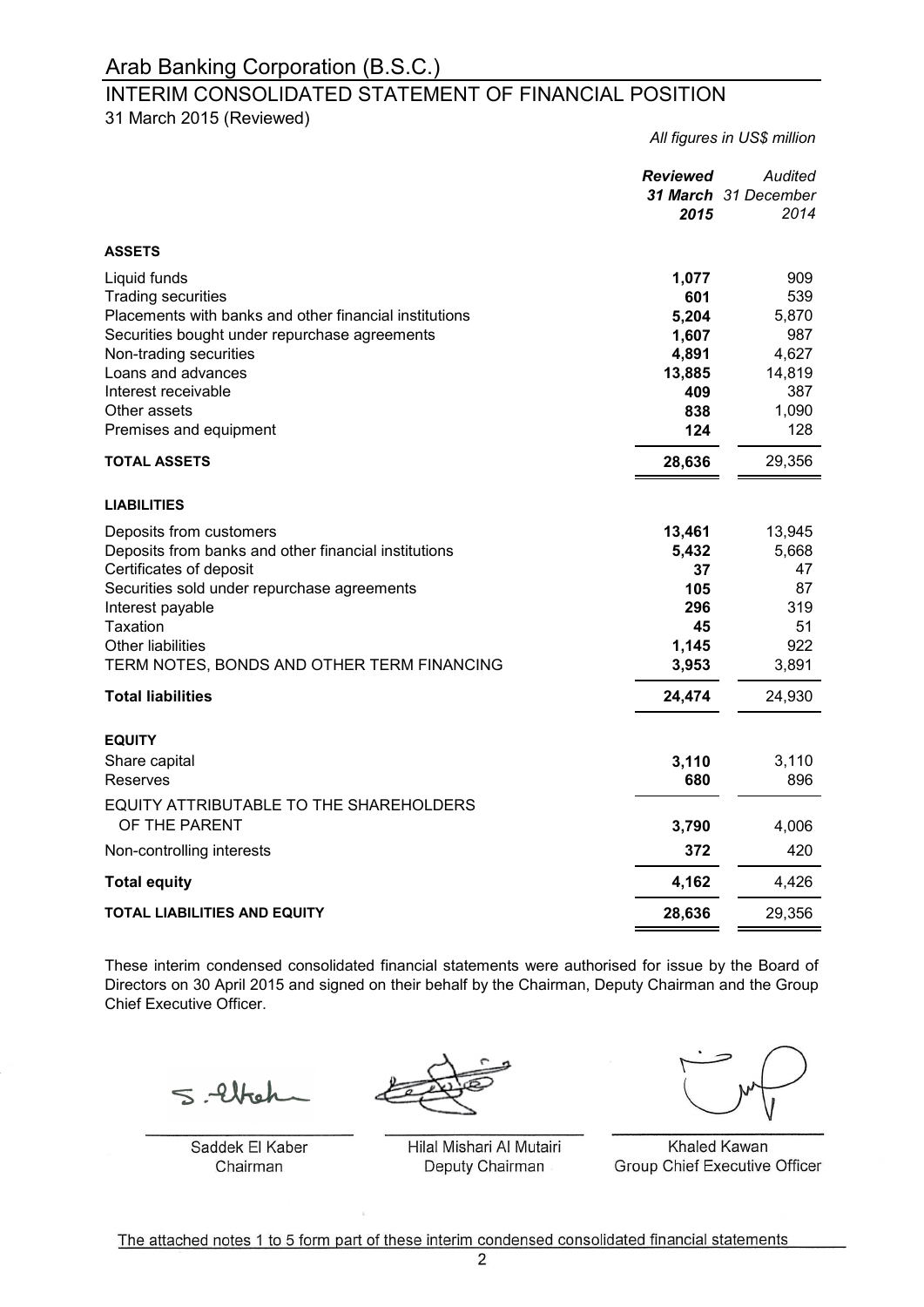# Arab Banking Corporation (B.S.C.)

## INTERIM CONSOLIDATED STATEMENT OF FINANCIAL POSITION

31 March 2015 (Reviewed)

*All figures in US$ million*

| | ***Reviewed*** ***31 March*** ***2015*** | *Audited* *31 December* *2014* |
|---|---|---|
| **ASSETS** | | |
| Liquid funds | **1,077** | 909 |
| Trading securities | **601** | 539 |
| Placements with banks and other financial institutions | **5,204** | 5,870 |
| Securities bought under repurchase agreements | **1,607** | 987 |
| Non-trading securities | **4,891** | 4,627 |
| Loans and advances | **13,885** | 14,819 |
| Interest receivable | **409** | 387 |
| Other assets | **838** | 1,090 |
| Premises and equipment | **124** | 128 |
| **TOTAL ASSETS** | **28,636** | 29,356 |
| **LIABILITIES** | | |
| Deposits from customers | **13,461** | 13,945 |
| Deposits from banks and other financial institutions | **5,432** | 5,668 |
| Certificates of deposit | **37** | 47 |
| Securities sold under repurchase agreements | **105** | 87 |
| Interest payable | **296** | 319 |
| Taxation | **45** | 51 |
| Other liabilities | **1,145** | 922 |
| TERM NOTES, BONDS AND OTHER TERM FINANCING | **3,953** | 3,891 |
| **Total liabilities** | **24,474** | 24,930 |
| **EQUITY** | | |
| Share capital | **3,110** | 3,110 |
| Reserves | **680** | 896 |
| EQUITY ATTRIBUTABLE TO THE SHAREHOLDERS OF THE PARENT | **3,790** | 4,006 |
| Non-controlling interests | **372** | 420 |
| **Total equity** | **4,162** | 4,426 |
| **TOTAL LIABILITIES AND EQUITY** | **28,636** | 29,356 |

These interim condensed consolidated financial statements were authorised for issue by the Board of Directors on 30 April 2015 and signed on their behalf by the Chairman, Deputy Chairman and the Group Chief Executive Officer.

| Saddek El Kaber | Hilal Mishari Al Mutairi | Khaled Kawan |
|---|---|---|
| Chairman | Deputy Chairman | Group Chief Executive Officer |

The attached notes 1 to 5 form part of these interim condensed consolidated financial statements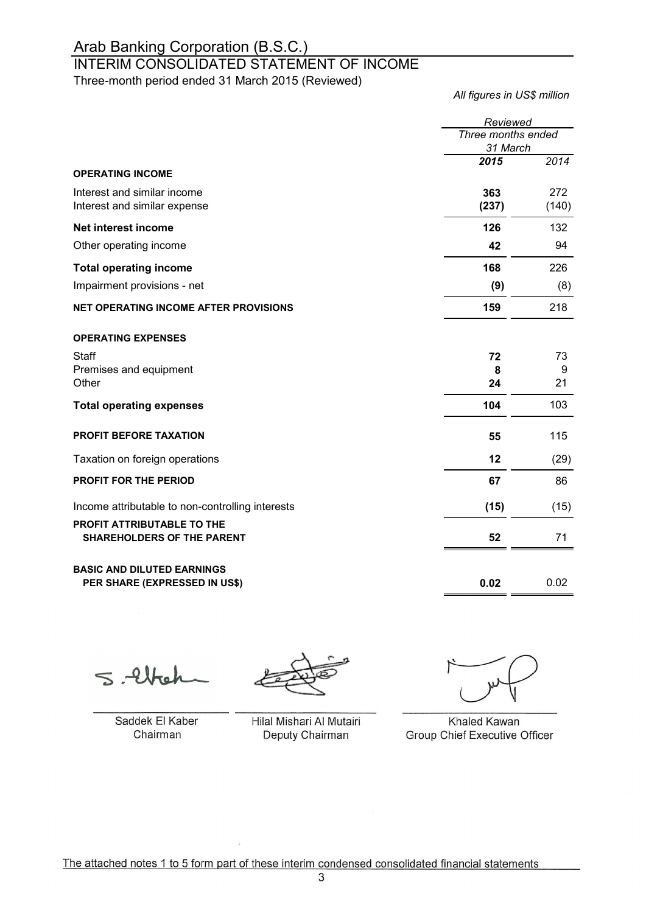# Arab Banking Corporation (B.S.C.)

## INTERIM CONSOLIDATED STATEMENT OF INCOME

Three-month period ended 31 March 2015 (Reviewed)

*All figures in US$ million*

| | *Reviewed* | |
|---|---|---|
| | *Three months ended 31 March* | |
| | ***2015*** | *2014* |
| **OPERATING INCOME** | | |
| Interest and similar income | **363** | 272 |
| Interest and similar expense | **(237)** | (140) |
| **Net interest income** | **126** | 132 |
| Other operating income | **42** | 94 |
| **Total operating income** | **168** | 226 |
| Impairment provisions - net | **(9)** | (8) |
| **NET OPERATING INCOME AFTER PROVISIONS** | **159** | 218 |
| **OPERATING EXPENSES** | | |
| Staff | **72** | 73 |
| Premises and equipment | **8** | 9 |
| Other | **24** | 21 |
| **Total operating expenses** | **104** | 103 |
| **PROFIT BEFORE TAXATION** | **55** | 115 |
| Taxation on foreign operations | **12** | (29) |
| **PROFIT FOR THE PERIOD** | **67** | 86 |
| Income attributable to non-controlling interests | **(15)** | (15) |
| **PROFIT ATTRIBUTABLE TO THE SHAREHOLDERS OF THE PARENT** | **52** | 71 |
| **BASIC AND DILUTED EARNINGS PER SHARE (EXPRESSED IN US$)** | **0.02** | 0.02 |

| | | |
|---|---|---|
| Saddek El Kaber | Hilal Mishari Al Mutairi | Khaled Kawan |
| Chairman | Deputy Chairman | Group Chief Executive Officer |

The attached notes 1 to 5 form part of these interim condensed consolidated financial statements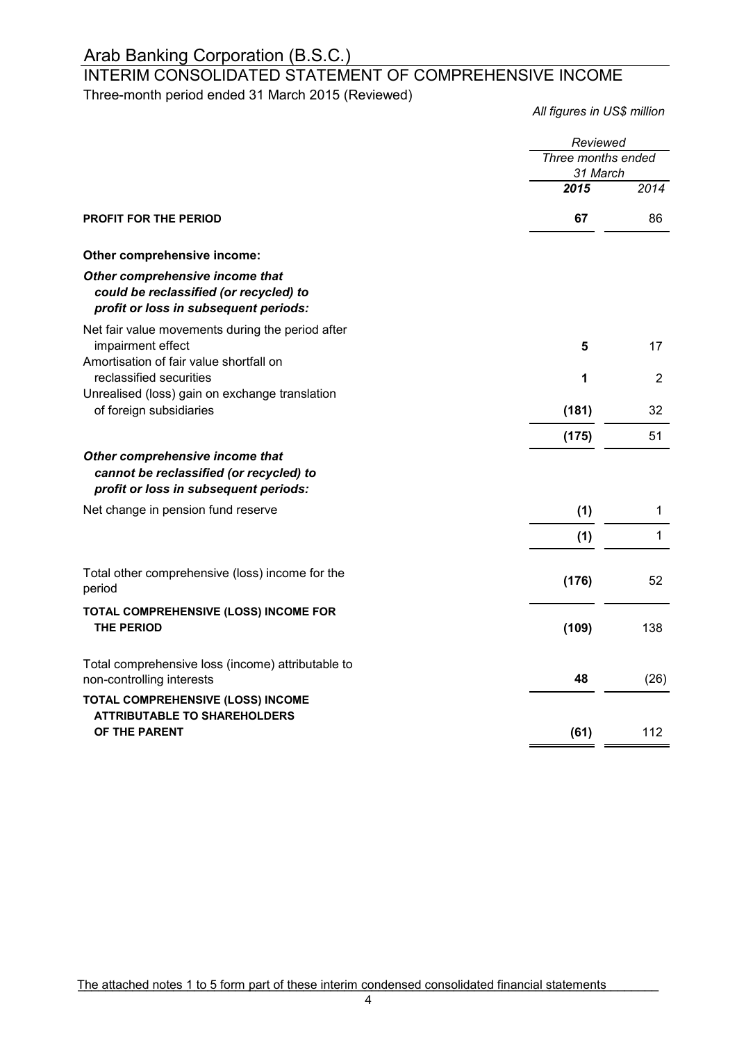# Arab Banking Corporation (B.S.C.)

## INTERIM CONSOLIDATED STATEMENT OF COMPREHENSIVE INCOME

Three-month period ended 31 March 2015 (Reviewed)

*All figures in US$ million*

| | *Reviewed* | |
|---|---|---|
| | *Three months ended 31 March* | |
| | ***2015*** | *2014* |
| **PROFIT FOR THE PERIOD** | **67** | 86 |
| **Other comprehensive income:** | | |
| ***Other comprehensive income that could be reclassified (or recycled) to profit or loss in subsequent periods:*** | | |
| Net fair value movements during the period after impairment effect | **5** | 17 |
| Amortisation of fair value shortfall on reclassified securities | **1** | 2 |
| Unrealised (loss) gain on exchange translation of foreign subsidiaries | **(181)** | 32 |
| | **(175)** | 51 |
| ***Other comprehensive income that cannot be reclassified (or recycled) to profit or loss in subsequent periods:*** | | |
| Net change in pension fund reserve | **(1)** | 1 |
| | **(1)** | 1 |
| Total other comprehensive (loss) income for the period | **(176)** | 52 |
| **TOTAL COMPREHENSIVE (LOSS) INCOME FOR THE PERIOD** | **(109)** | 138 |
| Total comprehensive loss (income) attributable to non-controlling interests | **48** | (26) |
| **TOTAL COMPREHENSIVE (LOSS) INCOME ATTRIBUTABLE TO SHAREHOLDERS OF THE PARENT** | **(61)** | 112 |

The attached notes 1 to 5 form part of these interim condensed consolidated financial statements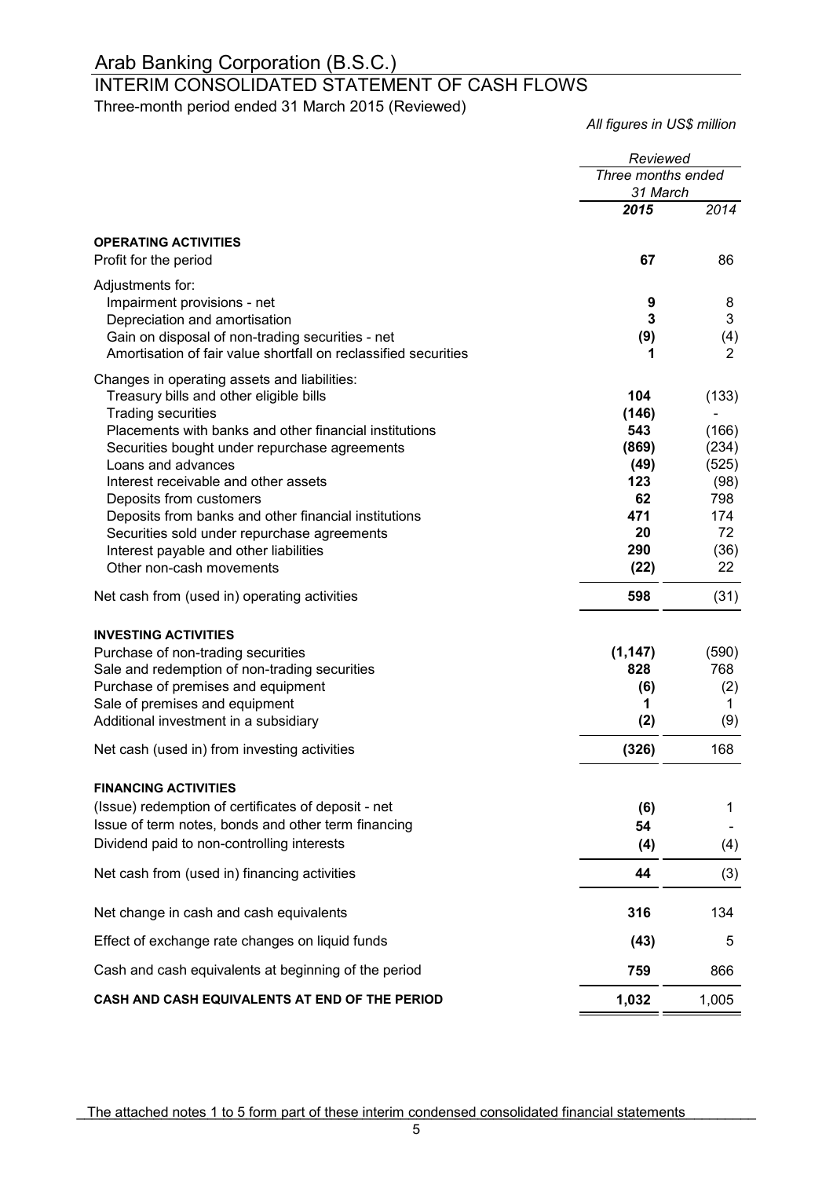# Arab Banking Corporation (B.S.C.)

## INTERIM CONSOLIDATED STATEMENT OF CASH FLOWS

Three-month period ended 31 March 2015 (Reviewed)

*All figures in US$ million*

| | *Reviewed* | |
|---|---|---|
| | *Three months ended 31 March* | |
| | ***2015*** | *2014* |
| **OPERATING ACTIVITIES** | | |
| Profit for the period | **67** | 86 |
| Adjustments for: | | |
| Impairment provisions - net | **9** | 8 |
| Depreciation and amortisation | **3** | 3 |
| Gain on disposal of non-trading securities - net | **(9)** | (4) |
| Amortisation of fair value shortfall on reclassified securities | **1** | 2 |
| Changes in operating assets and liabilities: | | |
| Treasury bills and other eligible bills | **104** | (133) |
| Trading securities | **(146)** | - |
| Placements with banks and other financial institutions | **543** | (166) |
| Securities bought under repurchase agreements | **(869)** | (234) |
| Loans and advances | **(49)** | (525) |
| Interest receivable and other assets | **123** | (98) |
| Deposits from customers | **62** | 798 |
| Deposits from banks and other financial institutions | **471** | 174 |
| Securities sold under repurchase agreements | **20** | 72 |
| Interest payable and other liabilities | **290** | (36) |
| Other non-cash movements | **(22)** | 22 |
| Net cash from (used in) operating activities | **598** | (31) |
| **INVESTING ACTIVITIES** | | |
| Purchase of non-trading securities | **(1,147)** | (590) |
| Sale and redemption of non-trading securities | **828** | 768 |
| Purchase of premises and equipment | **(6)** | (2) |
| Sale of premises and equipment | **1** | 1 |
| Additional investment in a subsidiary | **(2)** | (9) |
| Net cash (used in) from investing activities | **(326)** | 168 |
| **FINANCING ACTIVITIES** | | |
| (Issue) redemption of certificates of deposit - net | **(6)** | 1 |
| Issue of term notes, bonds and other term financing | **54** | - |
| Dividend paid to non-controlling interests | **(4)** | (4) |
| Net cash from (used in) financing activities | **44** | (3) |
| Net change in cash and cash equivalents | **316** | 134 |
| Effect of exchange rate changes on liquid funds | **(43)** | 5 |
| Cash and cash equivalents at beginning of the period | **759** | 866 |
| **CASH AND CASH EQUIVALENTS AT END OF THE PERIOD** | **1,032** | 1,005 |

The attached notes 1 to 5 form part of these interim condensed consolidated financial statements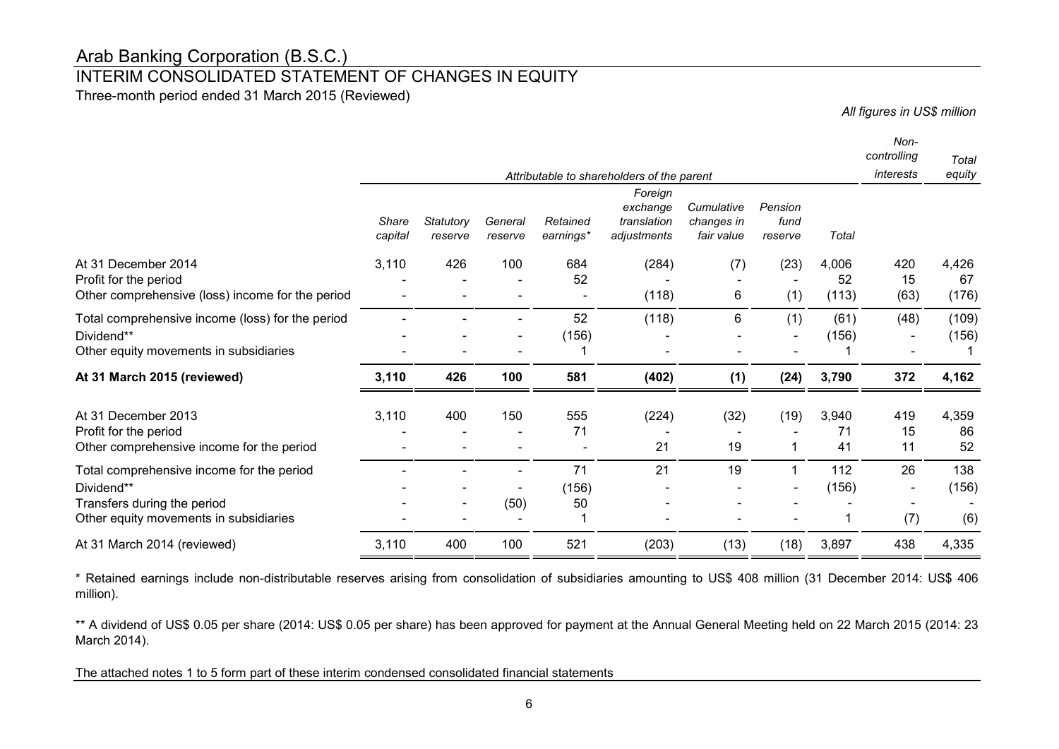# Arab Banking Corporation (B.S.C.)

## INTERIM CONSOLIDATED STATEMENT OF CHANGES IN EQUITY

Three-month period ended 31 March 2015 (Reviewed)

*All figures in US$ million*

| | *Attributable to shareholders of the parent* | | | | | | | | *Non-controlling interests* | *Total equity* |
|---|---|---|---|---|---|---|---|---|---|---|
| | *Share capital* | *Statutory reserve* | *General reserve* | *Retained earnings** | *Foreign exchange translation adjustments* | *Cumulative changes in fair value* | *Pension fund reserve* | *Total* | | |
| At 31 December 2014 | 3,110 | 426 | 100 | 684 | (284) | (7) | (23) | 4,006 | 420 | 4,426 |
| Profit for the period | - | - | - | 52 | - | - | - | 52 | 15 | 67 |
| Other comprehensive (loss) income for the period | - | - | - | - | (118) | 6 | (1) | (113) | (63) | (176) |
| Total comprehensive income (loss) for the period | - | - | - | 52 | (118) | 6 | (1) | (61) | (48) | (109) |
| Dividend** | - | - | - | (156) | - | - | - | (156) | - | (156) |
| Other equity movements in subsidiaries | - | - | - | 1 | - | - | - | 1 | - | 1 |
| **At 31 March 2015 (reviewed)** | **3,110** | **426** | **100** | **581** | **(402)** | **(1)** | **(24)** | **3,790** | **372** | **4,162** |
| | | | | | | | | | | |
| At 31 December 2013 | 3,110 | 400 | 150 | 555 | (224) | (32) | (19) | 3,940 | 419 | 4,359 |
| Profit for the period | - | - | - | 71 | - | - | - | 71 | 15 | 86 |
| Other comprehensive income for the period | - | - | - | - | 21 | 19 | 1 | 41 | 11 | 52 |
| Total comprehensive income for the period | - | - | - | 71 | 21 | 19 | 1 | 112 | 26 | 138 |
| Dividend** | - | - | - | (156) | - | - | - | (156) | - | (156) |
| Transfers during the period | - | - | (50) | 50 | - | - | - | - | - | - |
| Other equity movements in subsidiaries | - | - | - | 1 | - | - | - | 1 | (7) | (6) |
| At 31 March 2014 (reviewed) | 3,110 | 400 | 100 | 521 | (203) | (13) | (18) | 3,897 | 438 | 4,335 |

\* Retained earnings include non-distributable reserves arising from consolidation of subsidiaries amounting to US$ 408 million (31 December 2014: US$ 406 million).

\** A dividend of US$ 0.05 per share (2014: US$ 0.05 per share) has been approved for payment at the Annual General Meeting held on 22 March 2015 (2014: 23 March 2014).

The attached notes 1 to 5 form part of these interim condensed consolidated financial statements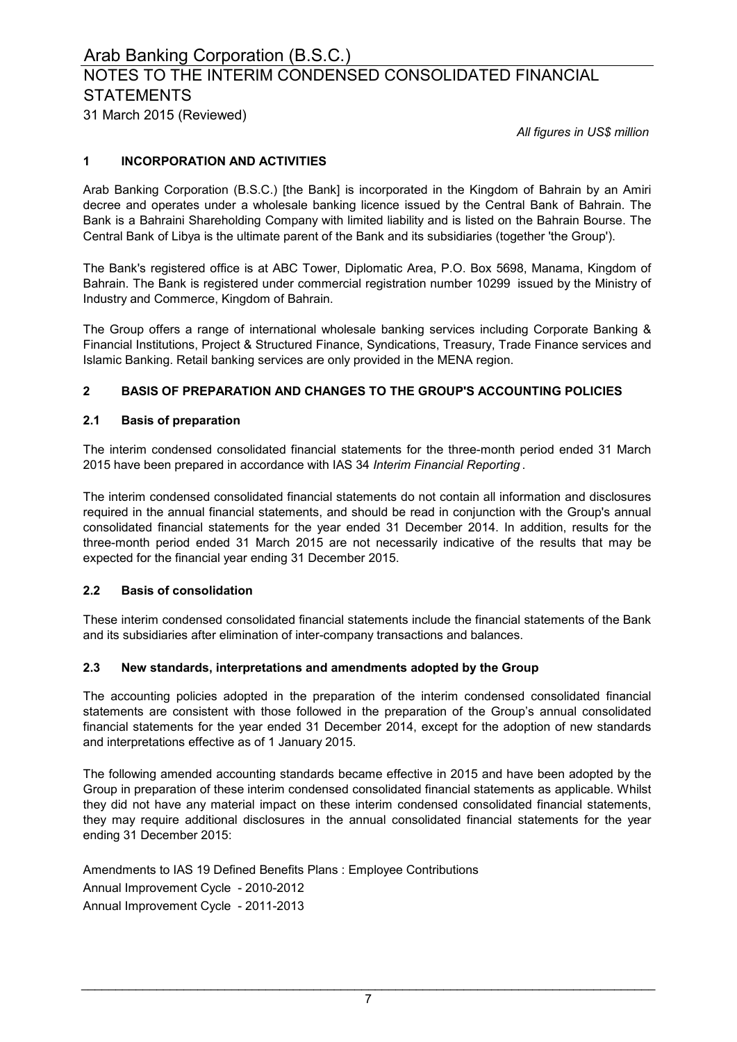# Arab Banking Corporation (B.S.C.)

## NOTES TO THE INTERIM CONDENSED CONSOLIDATED FINANCIAL STATEMENTS

31 March 2015 (Reviewed)

*All figures in US$ million*

### 1 INCORPORATION AND ACTIVITIES

Arab Banking Corporation (B.S.C.) [the Bank] is incorporated in the Kingdom of Bahrain by an Amiri decree and operates under a wholesale banking licence issued by the Central Bank of Bahrain. The Bank is a Bahraini Shareholding Company with limited liability and is listed on the Bahrain Bourse. The Central Bank of Libya is the ultimate parent of the Bank and its subsidiaries (together 'the Group').

The Bank's registered office is at ABC Tower, Diplomatic Area, P.O. Box 5698, Manama, Kingdom of Bahrain. The Bank is registered under commercial registration number 10299 issued by the Ministry of Industry and Commerce, Kingdom of Bahrain.

The Group offers a range of international wholesale banking services including Corporate Banking & Financial Institutions, Project & Structured Finance, Syndications, Treasury, Trade Finance services and Islamic Banking. Retail banking services are only provided in the MENA region.

### 2 BASIS OF PREPARATION AND CHANGES TO THE GROUP'S ACCOUNTING POLICIES

#### 2.1 Basis of preparation

The interim condensed consolidated financial statements for the three-month period ended 31 March 2015 have been prepared in accordance with IAS 34 *Interim Financial Reporting* .

The interim condensed consolidated financial statements do not contain all information and disclosures required in the annual financial statements, and should be read in conjunction with the Group's annual consolidated financial statements for the year ended 31 December 2014. In addition, results for the three-month period ended 31 March 2015 are not necessarily indicative of the results that may be expected for the financial year ending 31 December 2015.

#### 2.2 Basis of consolidation

These interim condensed consolidated financial statements include the financial statements of the Bank and its subsidiaries after elimination of inter-company transactions and balances.

#### 2.3 New standards, interpretations and amendments adopted by the Group

The accounting policies adopted in the preparation of the interim condensed consolidated financial statements are consistent with those followed in the preparation of the Group's annual consolidated financial statements for the year ended 31 December 2014, except for the adoption of new standards and interpretations effective as of 1 January 2015.

The following amended accounting standards became effective in 2015 and have been adopted by the Group in preparation of these interim condensed consolidated financial statements as applicable. Whilst they did not have any material impact on these interim condensed consolidated financial statements, they may require additional disclosures in the annual consolidated financial statements for the year ending 31 December 2015:

Amendments to IAS 19 Defined Benefits Plans : Employee Contributions
Annual Improvement Cycle - 2010-2012
Annual Improvement Cycle - 2011-2013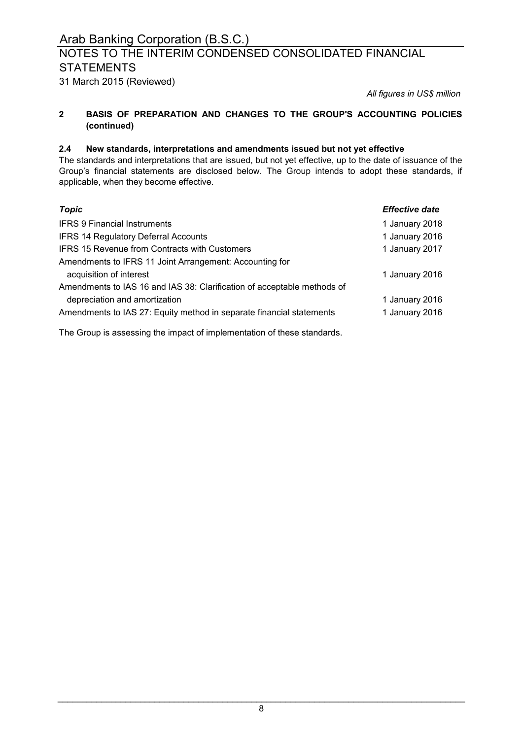*All figures in US$ million*

## 2 BASIS OF PREPARATION AND CHANGES TO THE GROUP'S ACCOUNTING POLICIES (continued)

### 2.4 New standards, interpretations and amendments issued but not yet effective

The standards and interpretations that are issued, but not yet effective, up to the date of issuance of the Group's financial statements are disclosed below. The Group intends to adopt these standards, if applicable, when they become effective.

| *Topic* | *Effective date* |
|---|---|
| IFRS 9 Financial Instruments | 1 January 2018 |
| IFRS 14 Regulatory Deferral Accounts | 1 January 2016 |
| IFRS 15 Revenue from Contracts with Customers | 1 January 2017 |
| Amendments to IFRS 11 Joint Arrangement: Accounting for acquisition of interest | 1 January 2016 |
| Amendments to IAS 16 and IAS 38: Clarification of acceptable methods of depreciation and amortization | 1 January 2016 |
| Amendments to IAS 27: Equity method in separate financial statements | 1 January 2016 |

The Group is assessing the impact of implementation of these standards.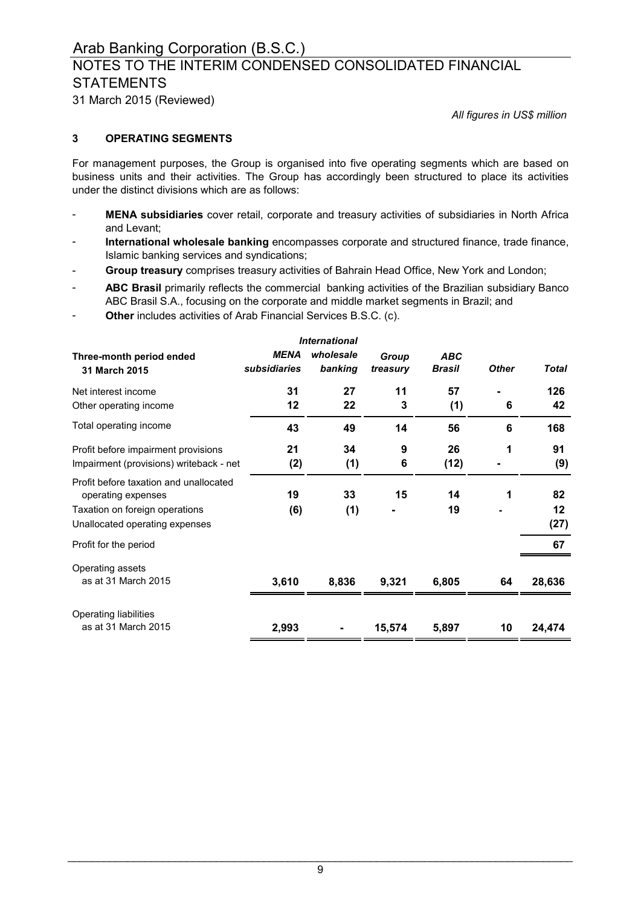# Arab Banking Corporation (B.S.C.)

## NOTES TO THE INTERIM CONDENSED CONSOLIDATED FINANCIAL STATEMENTS

31 March 2015 (Reviewed)

*All figures in US$ million*

### 3 OPERATING SEGMENTS

For management purposes, the Group is organised into five operating segments which are based on business units and their activities. The Group has accordingly been structured to place its activities under the distinct divisions which are as follows:

- **MENA subsidiaries** cover retail, corporate and treasury activities of subsidiaries in North Africa and Levant;
- **International wholesale banking** encompasses corporate and structured finance, trade finance, Islamic banking services and syndications;
- **Group treasury** comprises treasury activities of Bahrain Head Office, New York and London;
- **ABC Brasil** primarily reflects the commercial banking activities of the Brazilian subsidiary Banco ABC Brasil S.A., focusing on the corporate and middle market segments in Brazil; and
- **Other** includes activities of Arab Financial Services B.S.C. (c).

| Three-month period ended 31 March 2015 | *MENA subsidiaries* | *International wholesale banking* | *Group treasury* | *ABC Brasil* | *Other* | *Total* |
|---|---|---|---|---|---|---|
| Net interest income | **31** | **27** | **11** | **57** | **-** | **126** |
| Other operating income | **12** | **22** | **3** | **(1)** | **6** | **42** |
| Total operating income | **43** | **49** | **14** | **56** | **6** | **168** |
| Profit before impairment provisions | **21** | **34** | **9** | **26** | **1** | **91** |
| Impairment (provisions) writeback - net | **(2)** | **(1)** | **6** | **(12)** | **-** | **(9)** |
| Profit before taxation and unallocated operating expenses | **19** | **33** | **15** | **14** | **1** | **82** |
| Taxation on foreign operations | **(6)** | **(1)** | **-** | **19** | **-** | **12** |
| Unallocated operating expenses | | | | | | **(27)** |
| Profit for the period | | | | | | **67** |
| Operating assets as at 31 March 2015 | **3,610** | **8,836** | **9,321** | **6,805** | **64** | **28,636** |
| Operating liabilities as at 31 March 2015 | **2,993** | **-** | **15,574** | **5,897** | **10** | **24,474** |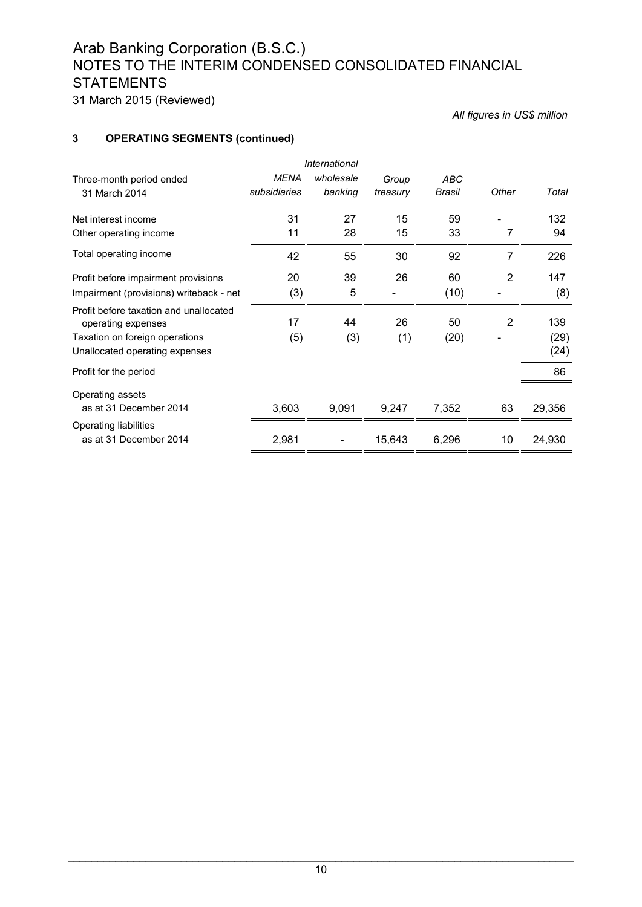# Arab Banking Corporation (B.S.C.)

## NOTES TO THE INTERIM CONDENSED CONSOLIDATED FINANCIAL STATEMENTS

31 March 2015 (Reviewed)

*All figures in US$ million*

### 3 OPERATING SEGMENTS (continued)

| Three-month period ended 31 March 2014 | *MENA subsidiaries* | *International wholesale banking* | *Group treasury* | *ABC Brasil* | *Other* | *Total* |
|---|---|---|---|---|---|---|
| Net interest income | 31 | 27 | 15 | 59 | - | 132 |
| Other operating income | 11 | 28 | 15 | 33 | 7 | 94 |
| Total operating income | 42 | 55 | 30 | 92 | 7 | 226 |
| Profit before impairment provisions | 20 | 39 | 26 | 60 | 2 | 147 |
| Impairment (provisions) writeback - net | (3) | 5 | - | (10) | - | (8) |
| Profit before taxation and unallocated operating expenses | 17 | 44 | 26 | 50 | 2 | 139 |
| Taxation on foreign operations | (5) | (3) | (1) | (20) | - | (29) |
| Unallocated operating expenses | | | | | | (24) |
| Profit for the period | | | | | | 86 |
| Operating assets as at 31 December 2014 | 3,603 | 9,091 | 9,247 | 7,352 | 63 | 29,356 |
| Operating liabilities as at 31 December 2014 | 2,981 | - | 15,643 | 6,296 | 10 | 24,930 |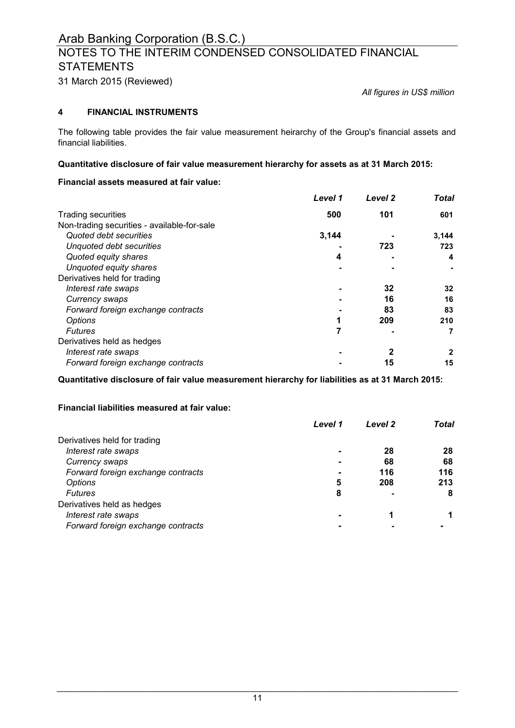All figures in US$ million

## 4 FINANCIAL INSTRUMENTS

The following table provides the fair value measurement heirarchy of the Group's financial assets and financial liabilities.

**Quantitative disclosure of fair value measurement hierarchy for assets as at 31 March 2015:**

**Financial assets measured at fair value:**

| | *Level 1* | *Level 2* | *Total* |
|---|---|---|---|
| Trading securities | **500** | **101** | **601** |
| Non-trading securities - available-for-sale | | | |
| *Quoted debt securities* | **3,144** | **-** | **3,144** |
| *Unquoted debt securities* | **-** | **723** | **723** |
| *Quoted equity shares* | **4** | **-** | **4** |
| *Unquoted equity shares* | **-** | **-** | **-** |
| Derivatives held for trading | | | |
| *Interest rate swaps* | **-** | **32** | **32** |
| *Currency swaps* | **-** | **16** | **16** |
| *Forward foreign exchange contracts* | **-** | **83** | **83** |
| *Options* | **1** | **209** | **210** |
| *Futures* | **7** | **-** | **7** |
| Derivatives held as hedges | | | |
| *Interest rate swaps* | **-** | **2** | **2** |
| *Forward foreign exchange contracts* | **-** | **15** | **15** |

**Quantitative disclosure of fair value measurement hierarchy for liabilities as at 31 March 2015:**

**Financial liabilities measured at fair value:**

| | *Level 1* | *Level 2* | *Total* |
|---|---|---|---|
| Derivatives held for trading | | | |
| *Interest rate swaps* | **-** | **28** | **28** |
| *Currency swaps* | **-** | **68** | **68** |
| *Forward foreign exchange contracts* | **-** | **116** | **116** |
| *Options* | **5** | **208** | **213** |
| *Futures* | **8** | **-** | **8** |
| Derivatives held as hedges | | | |
| *Interest rate swaps* | **-** | **1** | **1** |
| *Forward foreign exchange contracts* | **-** | **-** | **-** |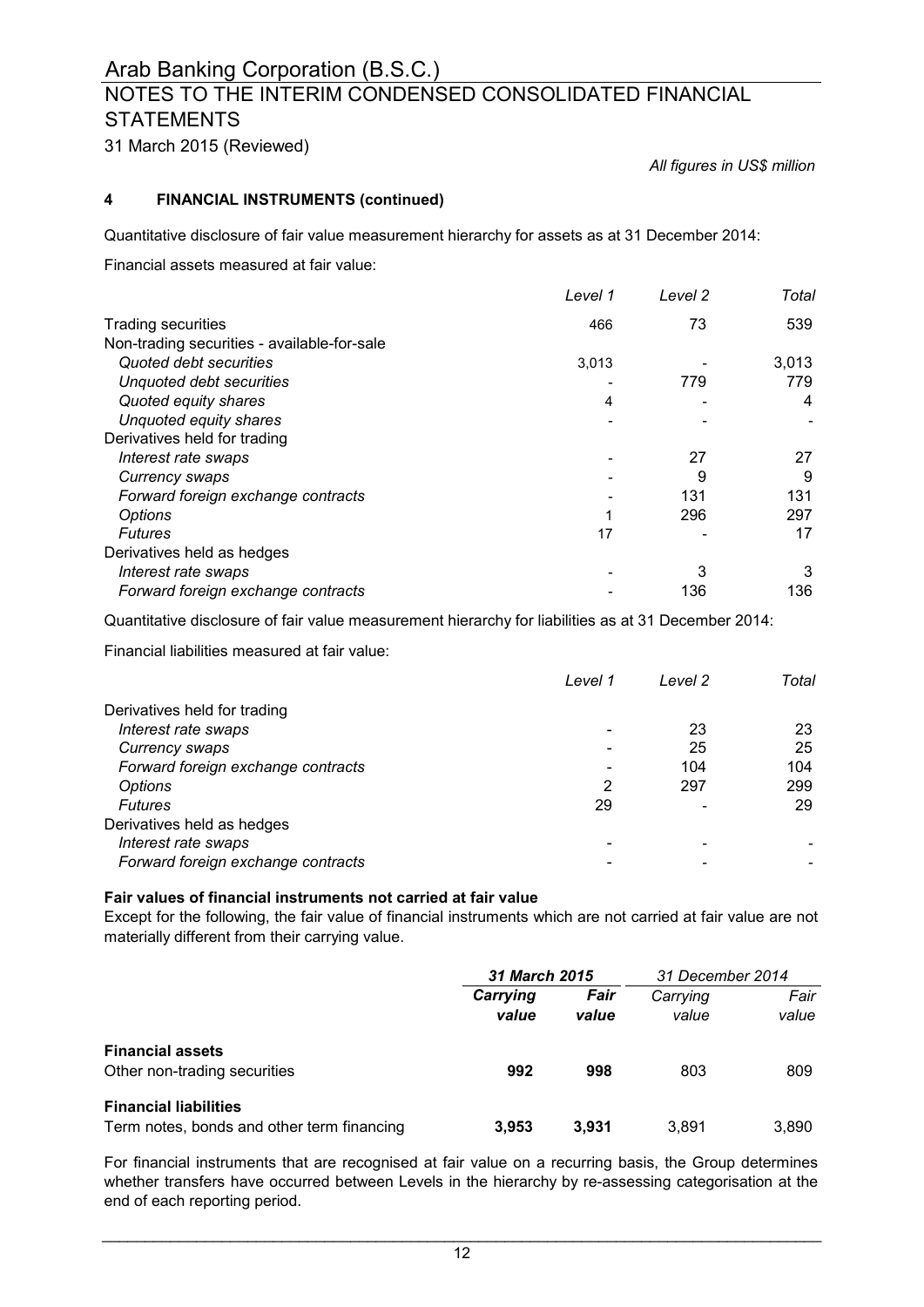## 4 FINANCIAL INSTRUMENTS (continued)

*All figures in US$ million*

Quantitative disclosure of fair value measurement hierarchy for assets as at 31 December 2014:

Financial assets measured at fair value:

| | *Level 1* | *Level 2* | *Total* |
|---|---|---|---|
| Trading securities | 466 | 73 | 539 |
| Non-trading securities - available-for-sale | | | |
| *Quoted debt securities* | 3,013 | - | 3,013 |
| *Unquoted debt securities* | - | 779 | 779 |
| *Quoted equity shares* | 4 | - | 4 |
| *Unquoted equity shares* | - | - | - |
| Derivatives held for trading | | | |
| *Interest rate swaps* | - | 27 | 27 |
| *Currency swaps* | - | 9 | 9 |
| *Forward foreign exchange contracts* | - | 131 | 131 |
| *Options* | 1 | 296 | 297 |
| *Futures* | 17 | - | 17 |
| Derivatives held as hedges | | | |
| *Interest rate swaps* | - | 3 | 3 |
| *Forward foreign exchange contracts* | - | 136 | 136 |

Quantitative disclosure of fair value measurement hierarchy for liabilities as at 31 December 2014:

Financial liabilities measured at fair value:

| | *Level 1* | *Level 2* | *Total* |
|---|---|---|---|
| Derivatives held for trading | | | |
| *Interest rate swaps* | - | 23 | 23 |
| *Currency swaps* | - | 25 | 25 |
| *Forward foreign exchange contracts* | - | 104 | 104 |
| *Options* | 2 | 297 | 299 |
| *Futures* | 29 | - | 29 |
| Derivatives held as hedges | | | |
| *Interest rate swaps* | - | - | - |
| *Forward foreign exchange contracts* | - | - | - |

**Fair values of financial instruments not carried at fair value**

Except for the following, the fair value of financial instruments which are not carried at fair value are not materially different from their carrying value.

| | ***31 March 2015*** | | *31 December 2014* | |
|---|---|---|---|---|
| | ***Carrying value*** | ***Fair value*** | *Carrying value* | *Fair value* |
| **Financial assets** | | | | |
| Other non-trading securities | **992** | **998** | 803 | 809 |
| **Financial liabilities** | | | | |
| Term notes, bonds and other term financing | **3,953** | **3,931** | 3,891 | 3,890 |

For financial instruments that are recognised at fair value on a recurring basis, the Group determines whether transfers have occurred between Levels in the hierarchy by re-assessing categorisation at the end of each reporting period.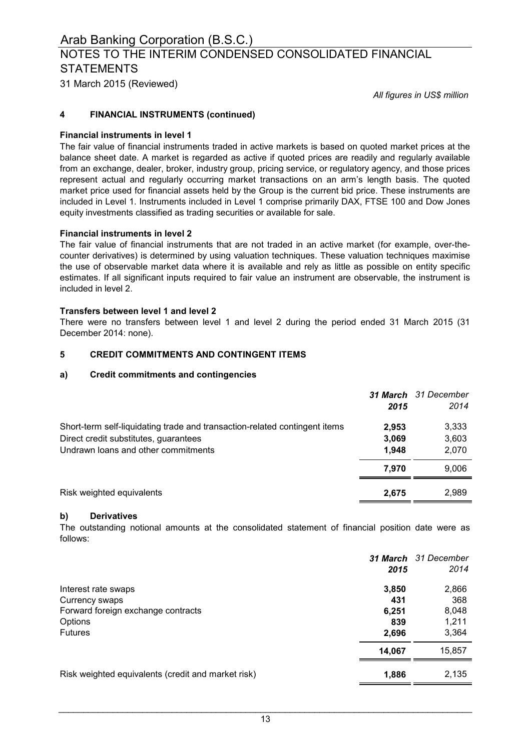*All figures in US$ million*

## 4 FINANCIAL INSTRUMENTS (continued)

**Financial instruments in level 1**

The fair value of financial instruments traded in active markets is based on quoted market prices at the balance sheet date. A market is regarded as active if quoted prices are readily and regularly available from an exchange, dealer, broker, industry group, pricing service, or regulatory agency, and those prices represent actual and regularly occurring market transactions on an arm's length basis. The quoted market price used for financial assets held by the Group is the current bid price. These instruments are included in Level 1. Instruments included in Level 1 comprise primarily DAX, FTSE 100 and Dow Jones equity investments classified as trading securities or available for sale.

**Financial instruments in level 2**

The fair value of financial instruments that are not traded in an active market (for example, over-the-counter derivatives) is determined by using valuation techniques. These valuation techniques maximise the use of observable market data where it is available and rely as little as possible on entity specific estimates. If all significant inputs required to fair value an instrument are observable, the instrument is included in level 2.

**Transfers between level 1 and level 2**

There were no transfers between level 1 and level 2 during the period ended 31 March 2015 (31 December 2014: none).

## 5 CREDIT COMMITMENTS AND CONTINGENT ITEMS

### a) Credit commitments and contingencies

| | ***31 March 2015*** | *31 December 2014* |
|---|---|---|
| Short-term self-liquidating trade and transaction-related contingent items | **2,953** | 3,333 |
| Direct credit substitutes, guarantees | **3,069** | 3,603 |
| Undrawn loans and other commitments | **1,948** | 2,070 |
| | **7,970** | 9,006 |
| Risk weighted equivalents | **2,675** | 2,989 |

### b) Derivatives

The outstanding notional amounts at the consolidated statement of financial position date were as follows:

| | ***31 March 2015*** | *31 December 2014* |
|---|---|---|
| Interest rate swaps | **3,850** | 2,866 |
| Currency swaps | **431** | 368 |
| Forward foreign exchange contracts | **6,251** | 8,048 |
| Options | **839** | 1,211 |
| Futures | **2,696** | 3,364 |
| | **14,067** | 15,857 |
| Risk weighted equivalents (credit and market risk) | **1,886** | 2,135 |